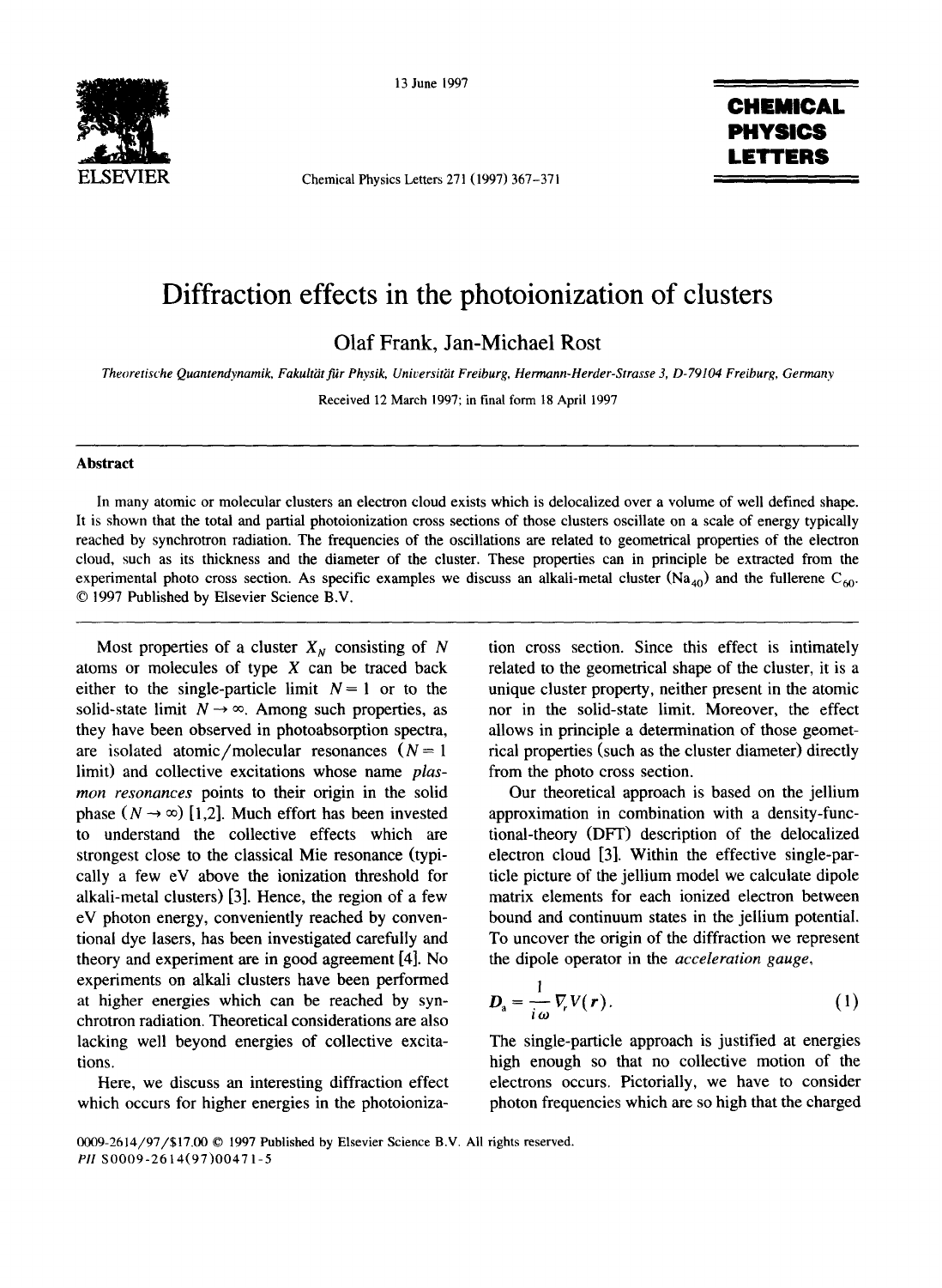# Diffraction effects in the photoionization of clusters

Olaf Frank, Jan-Michael Rost

*Theoretische Quantendynamik, Fakultät für Physik, Universität Freiburg, Hermann-Herder-Strasse 3, D-79104 Freiburg, Germany*

Received 12 March 1997; in final form 18 April 1997

## Abstract

In many atomic or molecular clusters an electron cloud exists which is delocalized over a volume of well defined shape. It is shown that the total and partial photoionization cross sections of those clusters oscillate on a scale of energy typically reached by synchrotron radiation. The frequencies of the oscillations are related to geometrical properties of the electron cloud, such as its thickness and the diameter of the cluster. These properties can in principle be extracted from the experimental photo cross section. As specific examples we discuss an alkali-metal cluster ($Na_{40}$) and the fullerene $C_{60}$. © 1997 Published by Elsevier Science B.V.

Most properties of a cluster $X_N$ consisting of $N$ atoms or molecules of type $X$ can be traced back either to the single-particle limit $N = 1$ or to the solid-state limit $N \to \infty$. Among such properties, as they have been observed in photoabsorption spectra, are isolated atomic/molecular resonances ($N = 1$ limit) and collective excitations whose name *plasmon resonances* points to their origin in the solid phase ($N \to \infty$) [1,2]. Much effort has been invested to understand the collective effects which are strongest close to the classical Mie resonance (typically a few eV above the ionization threshold for alkali-metal clusters) [3]. Hence, the region of a few eV photon energy, conveniently reached by conventional dye lasers, has been investigated carefully and theory and experiment are in good agreement [4]. No experiments on alkali clusters have been performed at higher energies which can be reached by synchrotron radiation. Theoretical considerations are also lacking well beyond energies of collective excitations.

Here, we discuss an interesting diffraction effect which occurs for higher energies in the photoionization cross section. Since this effect is intimately related to the geometrical shape of the cluster, it is a unique cluster property, neither present in the atomic nor in the solid-state limit. Moreover, the effect allows in principle a determination of those geometrical properties (such as the cluster diameter) directly from the photo cross section.

Our theoretical approach is based on the jellium approximation in combination with a density-functional-theory (DFT) description of the delocalized electron cloud [3]. Within the effective single-particle picture of the jellium model we calculate dipole matrix elements for each ionized electron between bound and continuum states in the jellium potential. To uncover the origin of the diffraction we represent the dipole operator in the *acceleration gauge*,

$$D_a = \frac{1}{i\omega} \nabla_r V(r). \quad (1)$$

The single-particle approach is justified at energies high enough so that no collective motion of the electrons occurs. Pictorially, we have to consider photon frequencies which are so high that the charged

0009-2614/97/$17.00 © 1997 Published by Elsevier Science B.V. All rights reserved.
*PII* S0009-2614(97)00471-5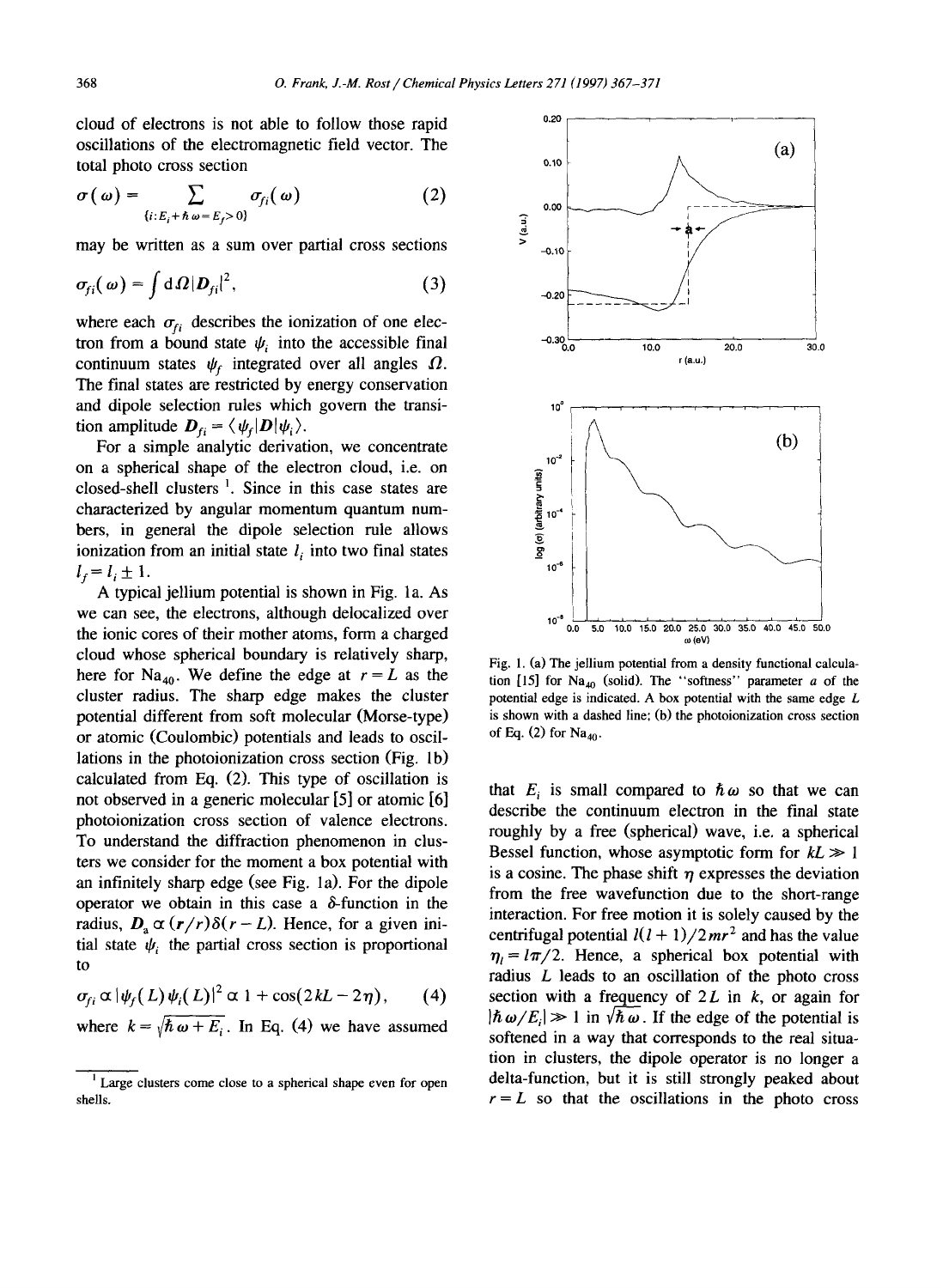cloud of electrons is not able to follow those rapid oscillations of the electromagnetic field vector. The total photo cross section

$$\sigma(\omega) = \sum_{\{i: E_i + \hbar\omega = E_f > 0\}} \sigma_{fi}(\omega) \tag{2}$$

may be written as a sum over partial cross sections

$$\sigma_{fi}(\omega) = \int \mathrm{d}\Omega |\boldsymbol{D}_{fi}|^2, \tag{3}$$

where each $\sigma_{fi}$ describes the ionization of one electron from a bound state $\psi_i$ into the accessible final continuum states $\psi_f$ integrated over all angles $\Omega$. The final states are restricted by energy conservation and dipole selection rules which govern the transition amplitude $\boldsymbol{D}_{fi} = \langle \psi_f | \boldsymbol{D} | \psi_i \rangle$.

For a simple analytic derivation, we concentrate on a spherical shape of the electron cloud, i.e. on closed-shell clusters [1]. Since in this case states are characterized by angular momentum quantum numbers, in general the dipole selection rule allows ionization from an initial state $l_i$ into two final states $l_f = l_i \pm 1$.

A typical jellium potential is shown in Fig. 1a. As we can see, the electrons, although delocalized over the ionic cores of their mother atoms, form a charged cloud whose spherical boundary is relatively sharp, here for $Na_{40}$. We define the edge at $r = L$ as the cluster radius. The sharp edge makes the cluster potential different from soft molecular (Morse-type) or atomic (Coulombic) potentials and leads to oscillations in the photoionization cross section (Fig. 1b) calculated from Eq. (2). This type of oscillation is not observed in a generic molecular [5] or atomic [6] photoionization cross section of valence electrons. To understand the diffraction phenomenon in clusters we consider for the moment a box potential with an infinitely sharp edge (see Fig. 1a). For the dipole operator we obtain in this case a $\delta$-function in the radius, $\boldsymbol{D}_\mathrm{a} \propto (\boldsymbol{r}/r)\delta(r - L)$. Hence, for a given initial state $\psi_i$ the partial cross section is proportional to

$$\sigma_{fi} \propto |\psi_f(L)\psi_i(L)|^2 \propto 1 + \cos(2kL - 2\eta), \tag{4}$$

where $k = \sqrt{\hbar\omega + E_i}$. In Eq. (4) we have assumed that $E_i$ is small compared to $\hbar\omega$ so that we can describe the continuum electron in the final state roughly by a free (spherical) wave, i.e. a spherical Bessel function, whose asymptotic form for $kL \gg 1$ is a cosine. The phase shift $\eta$ expresses the deviation from the free wavefunction due to the short-range interaction. For free motion it is solely caused by the centrifugal potential $l(l+1)/2mr^2$ and has the value $\eta_l = l\pi/2$. Hence, a spherical box potential with radius $L$ leads to an oscillation of the photo cross section with a frequency of $2L$ in $k$, or again for $|\hbar\omega/E_i| \gg 1$ in $\sqrt{\hbar\omega}$. If the edge of the potential is softened in a way that corresponds to the real situation in clusters, the dipole operator is no longer a delta-function, but it is still strongly peaked about $r = L$ so that the oscillations in the photo cross

Fig. 1. (a) The jellium potential from a density functional calculation [15] for $Na_{40}$ (solid). The "softness" parameter $a$ of the potential edge is indicated. A box potential with the same edge $L$ is shown with a dashed line; (b) the photoionization cross section of Eq. (2) for $Na_{40}$.

[1] Large clusters come close to a spherical shape even for open shells.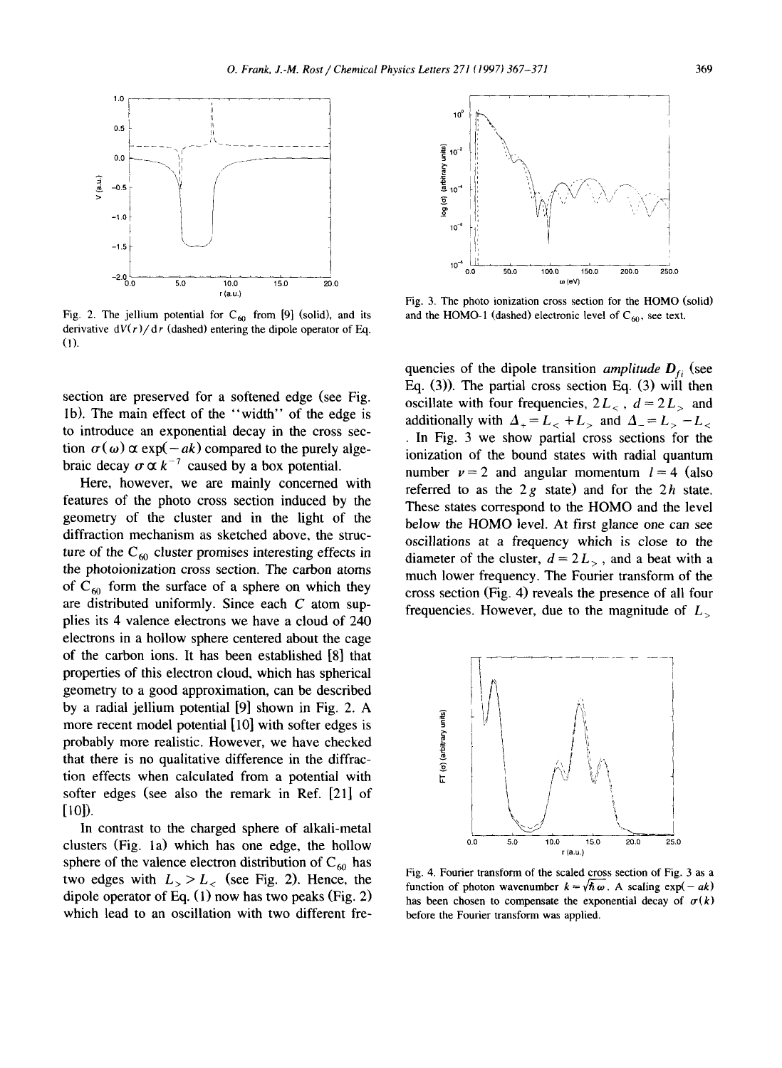Fig. 2. The jellium potential for $C_{60}$ from [9] (solid), and its derivative $dV(r)/dr$ (dashed) entering the dipole operator of Eq. (1).

section are preserved for a softened edge (see Fig. 1b). The main effect of the "width" of the edge is to introduce an exponential decay in the cross section $\sigma(\omega) \propto \exp(-ak)$ compared to the purely algebraic decay $\sigma \propto k^{-7}$ caused by a box potential.

Here, however, we are mainly concerned with features of the photo cross section induced by the geometry of the cluster and in the light of the diffraction mechanism as sketched above, the structure of the $C_{60}$ cluster promises interesting effects in the photoionization cross section. The carbon atoms of $C_{60}$ form the surface of a sphere on which they are distributed uniformly. Since each $C$ atom supplies its 4 valence electrons we have a cloud of 240 electrons in a hollow sphere centered about the cage of the carbon ions. It has been established [8] that properties of this electron cloud, which has spherical geometry to a good approximation, can be described by a radial jellium potential [9] shown in Fig. 2. A more recent model potential [10] with softer edges is probably more realistic. However, we have checked that there is no qualitative difference in the diffraction effects when calculated from a potential with softer edges (see also the remark in Ref. [21] of [10]).

In contrast to the charged sphere of alkali-metal clusters (Fig. 1a) which has one edge, the hollow sphere of the valence electron distribution of $C_{60}$ has two edges with $L_> > L_<$ (see Fig. 2). Hence, the dipole operator of Eq. (1) now has two peaks (Fig. 2) which lead to an oscillation with two different frequencies of the dipole transition *amplitude* $D_{fi}$ (see Eq. (3)). The partial cross section Eq. (3) will then oscillate with four frequencies, $2L_<$, $d = 2L_>$ and additionally with $\Delta_+ = L_< + L_>$ and $\Delta_- = L_> - L_<$. In Fig. 3 we show partial cross sections for the ionization of the bound states with radial quantum number $\nu = 2$ and angular momentum $l = 4$ (also referred to as the $2g$ state) and for the $2h$ state. These states correspond to the HOMO and the level below the HOMO level. At first glance one can see oscillations at a frequency which is close to the diameter of the cluster, $d = 2L_>$, and a beat with a much lower frequency. The Fourier transform of the cross section (Fig. 4) reveals the presence of all four frequencies. However, due to the magnitude of $L_>$

Fig. 3. The photo ionization cross section for the HOMO (solid) and the HOMO-1 (dashed) electronic level of $C_{60}$, see text.

Fig. 4. Fourier transform of the scaled cross section of Fig. 3 as a function of photon wavenumber $k = \sqrt{\hbar\omega}$. A scaling $\exp(-ak)$ has been chosen to compensate the exponential decay of $\sigma(k)$ before the Fourier transform was applied.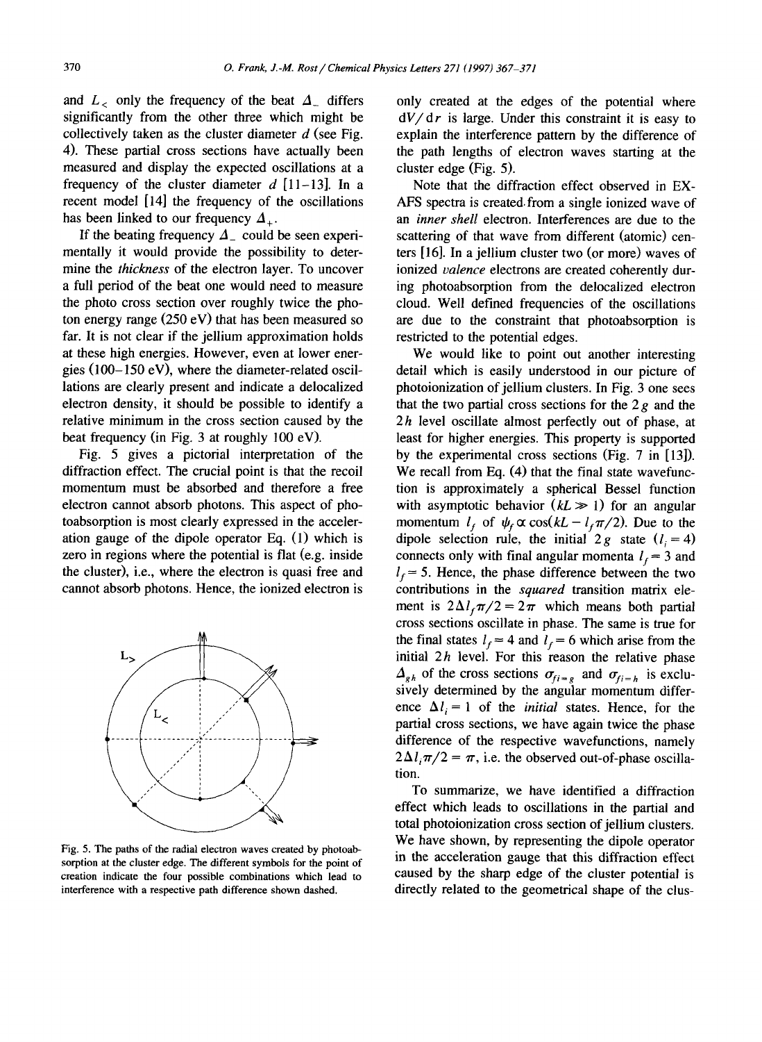and $L_<$ only the frequency of the beat $\Delta_-$ differs significantly from the other three which might be collectively taken as the cluster diameter $d$ (see Fig. 4). These partial cross sections have actually been measured and display the expected oscillations at a frequency of the cluster diameter $d$ [11–13]. In a recent model [14] the frequency of the oscillations has been linked to our frequency $\Delta_+$.

If the beating frequency $\Delta_-$ could be seen experimentally it would provide the possibility to determine the *thickness* of the electron layer. To uncover a full period of the beat one would need to measure the photo cross section over roughly twice the photon energy range (250 eV) that has been measured so far. It is not clear if the jellium approximation holds at these high energies. However, even at lower energies (100–150 eV), where the diameter-related oscillations are clearly present and indicate a delocalized electron density, it should be possible to identify a relative minimum in the cross section caused by the beat frequency (in Fig. 3 at roughly 100 eV).

Fig. 5 gives a pictorial interpretation of the diffraction effect. The crucial point is that the recoil momentum must be absorbed and therefore a free electron cannot absorb photons. This aspect of photoabsorption is most clearly expressed in the acceleration gauge of the dipole operator Eq. (1) which is zero in regions where the potential is flat (e.g. inside the cluster), i.e., where the electron is quasi free and cannot absorb photons. Hence, the ionized electron is only created at the edges of the potential where $dV/dr$ is large. Under this constraint it is easy to explain the interference pattern by the difference of the path lengths of electron waves starting at the cluster edge (Fig. 5).

Fig. 5. The paths of the radial electron waves created by photoabsorption at the cluster edge. The different symbols for the point of creation indicate the four possible combinations which lead to interference with a respective path difference shown dashed.

Note that the diffraction effect observed in EXAFS spectra is created from a single ionized wave of an *inner shell* electron. Interferences are due to the scattering of that wave from different (atomic) centers [16]. In a jellium cluster two (or more) waves of ionized *valence* electrons are created coherently during photoabsorption from the delocalized electron cloud. Well defined frequencies of the oscillations are due to the constraint that photoabsorption is restricted to the potential edges.

We would like to point out another interesting detail which is easily understood in our picture of photoionization of jellium clusters. In Fig. 3 one sees that the two partial cross sections for the $2g$ and the $2h$ level oscillate almost perfectly out of phase, at least for higher energies. This property is supported by the experimental cross sections (Fig. 7 in [13]). We recall from Eq. (4) that the final state wavefunction is approximately a spherical Bessel function with asymptotic behavior ($kL \gg 1$) for an angular momentum $l_f$ of $\psi_f \propto \cos(kL - l_f\pi/2)$. Due to the dipole selection rule, the initial $2g$ state ($l_i = 4$) connects only with final angular momenta $l_f = 3$ and $l_f = 5$. Hence, the phase difference between the two contributions in the *squared* transition matrix element is $2\Delta l_f \pi/2 = 2\pi$ which means both partial cross sections oscillate in phase. The same is true for the final states $l_f = 4$ and $l_f = 6$ which arise from the initial $2h$ level. For this reason the relative phase $\Delta_{gh}$ of the cross sections $\sigma_{fi=g}$ and $\sigma_{fi=h}$ is exclusively determined by the angular momentum difference $\Delta l_i = 1$ of the *initial* states. Hence, for the partial cross sections, we have again twice the phase difference of the respective wavefunctions, namely $2\Delta l_i \pi/2 = \pi$, i.e. the observed out-of-phase oscillation.

To summarize, we have identified a diffraction effect which leads to oscillations in the partial and total photoionization cross section of jellium clusters. We have shown, by representing the dipole operator in the acceleration gauge that this diffraction effect caused by the sharp edge of the cluster potential is directly related to the geometrical shape of the clus-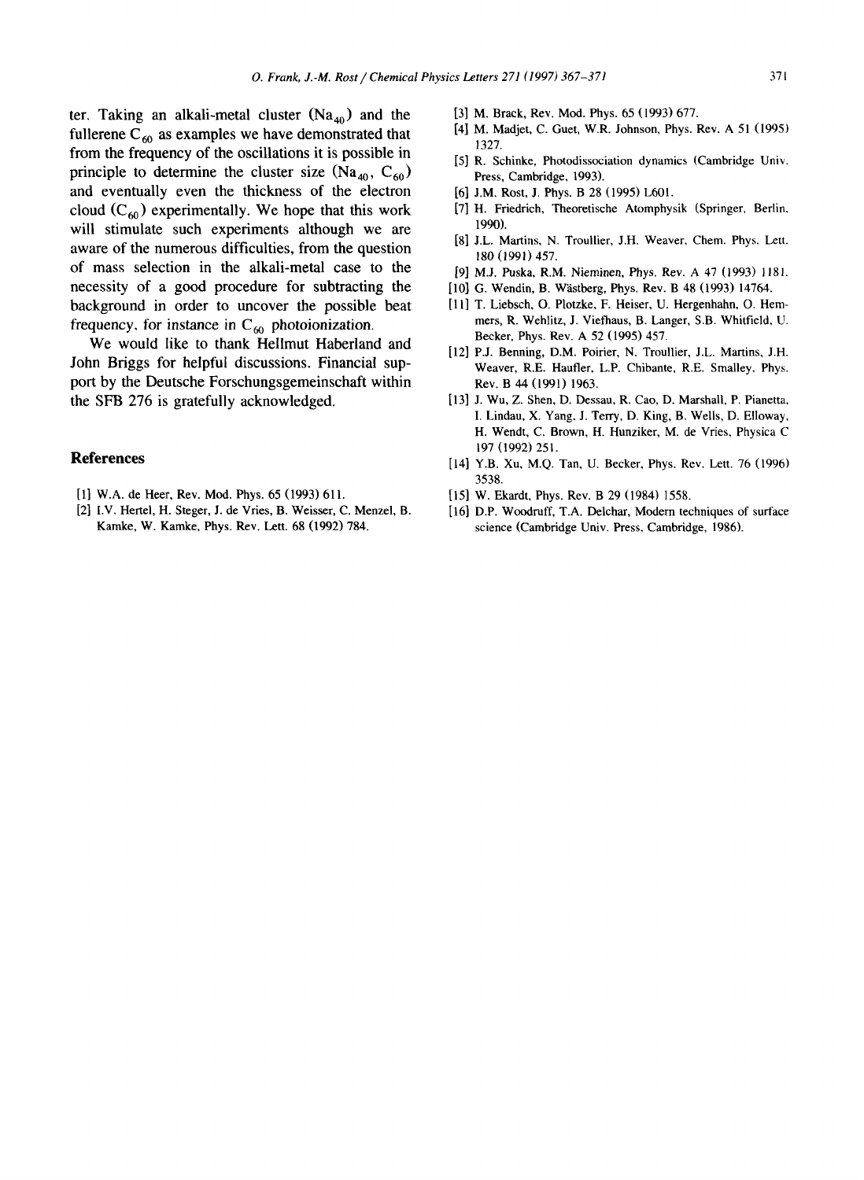ter. Taking an alkali-metal cluster ($Na_{40}$) and the fullerene $C_{60}$ as examples we have demonstrated that from the frequency of the oscillations it is possible in principle to determine the cluster size ($Na_{40}$, $C_{60}$) and eventually even the thickness of the electron cloud ($C_{60}$) experimentally. We hope that this work will stimulate such experiments although we are aware of the numerous difficulties, from the question of mass selection in the alkali-metal case to the necessity of a good procedure for subtracting the background in order to uncover the possible beat frequency, for instance in $C_{60}$ photoionization.

We would like to thank Hellmut Haberland and John Briggs for helpful discussions. Financial support by the Deutsche Forschungsgemeinschaft within the SFB 276 is gratefully acknowledged.

## References

[1] W.A. de Heer, Rev. Mod. Phys. 65 (1993) 611.

[2] I.V. Hertel, H. Steger, J. de Vries, B. Weisser, C. Menzel, B. Kamke, W. Kamke, Phys. Rev. Lett. 68 (1992) 784.

[3] M. Brack, Rev. Mod. Phys. 65 (1993) 677.

[4] M. Madjet, C. Guet, W.R. Johnson, Phys. Rev. A 51 (1995) 1327.

[5] R. Schinke, Photodissociation dynamics (Cambridge Univ. Press, Cambridge, 1993).

[6] J.M. Rost, J. Phys. B 28 (1995) L601.

[7] H. Friedrich, Theoretische Atomphysik (Springer, Berlin, 1990).

[8] J.L. Martins, N. Troullier, J.H. Weaver, Chem. Phys. Lett. 180 (1991) 457.

[9] M.J. Puska, R.M. Nieminen, Phys. Rev. A 47 (1993) 1181.

[10] G. Wendin, B. Wästberg, Phys. Rev. B 48 (1993) 14764.

[11] T. Liebsch, O. Plotzke, F. Heiser, U. Hergenhahn, O. Hemmers, R. Wehlitz, J. Viefhaus, B. Langer, S.B. Whitfield, U. Becker, Phys. Rev. A 52 (1995) 457.

[12] P.J. Benning, D.M. Poirier, N. Troullier, J.L. Martins, J.H. Weaver, R.E. Haufler, L.P. Chibante, R.E. Smalley, Phys. Rev. B 44 (1991) 1963.

[13] J. Wu, Z. Shen, D. Dessau, R. Cao, D. Marshall, P. Pianetta, I. Lindau, X. Yang, J. Terry, D. King, B. Wells, D. Elloway, H. Wendt, C. Brown, H. Hunziker, M. de Vries, Physica C 197 (1992) 251.

[14] Y.B. Xu, M.Q. Tan, U. Becker, Phys. Rev. Lett. 76 (1996) 3538.

[15] W. Ekardt, Phys. Rev. B 29 (1984) 1558.

[16] D.P. Woodruff, T.A. Delchar, Modern techniques of surface science (Cambridge Univ. Press, Cambridge, 1986).